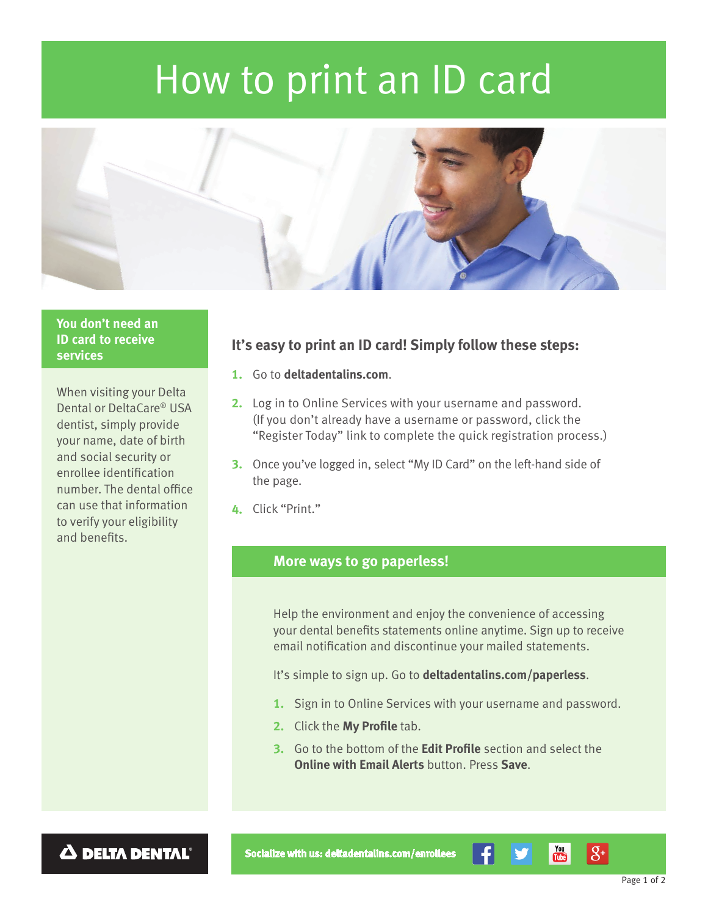# How to print an ID card

## You don't need an ID card to receive services

When visiting your Delta Dental or DeltaCare® USA dentist, simply provide your name, date of birth and social security or enrollee identification number. The dental office can use that information to verify your eligibility and benefits.

## It's easy to print an ID card! Simply follow these steps:

1. Go to **deltadentalins.com**.
2. Log in to Online Services with your username and password. (If you don't already have a username or password, click the "Register Today" link to complete the quick registration process.)
3. Once you've logged in, select "My ID Card" on the left-hand side of the page.
4. Click "Print."

## More ways to go paperless!

Help the environment and enjoy the convenience of accessing your dental benefits statements online anytime. Sign up to receive email notification and discontinue your mailed statements.

It's simple to sign up. Go to **deltadentalins.com/paperless**.

1. Sign in to Online Services with your username and password.
2. Click the **My Profile** tab.
3. Go to the bottom of the **Edit Profile** section and select the **Online with Email Alerts** button. Press **Save**.

**DELTA DENTAL®**

Socialize with us: deltadentalins.com/enrollees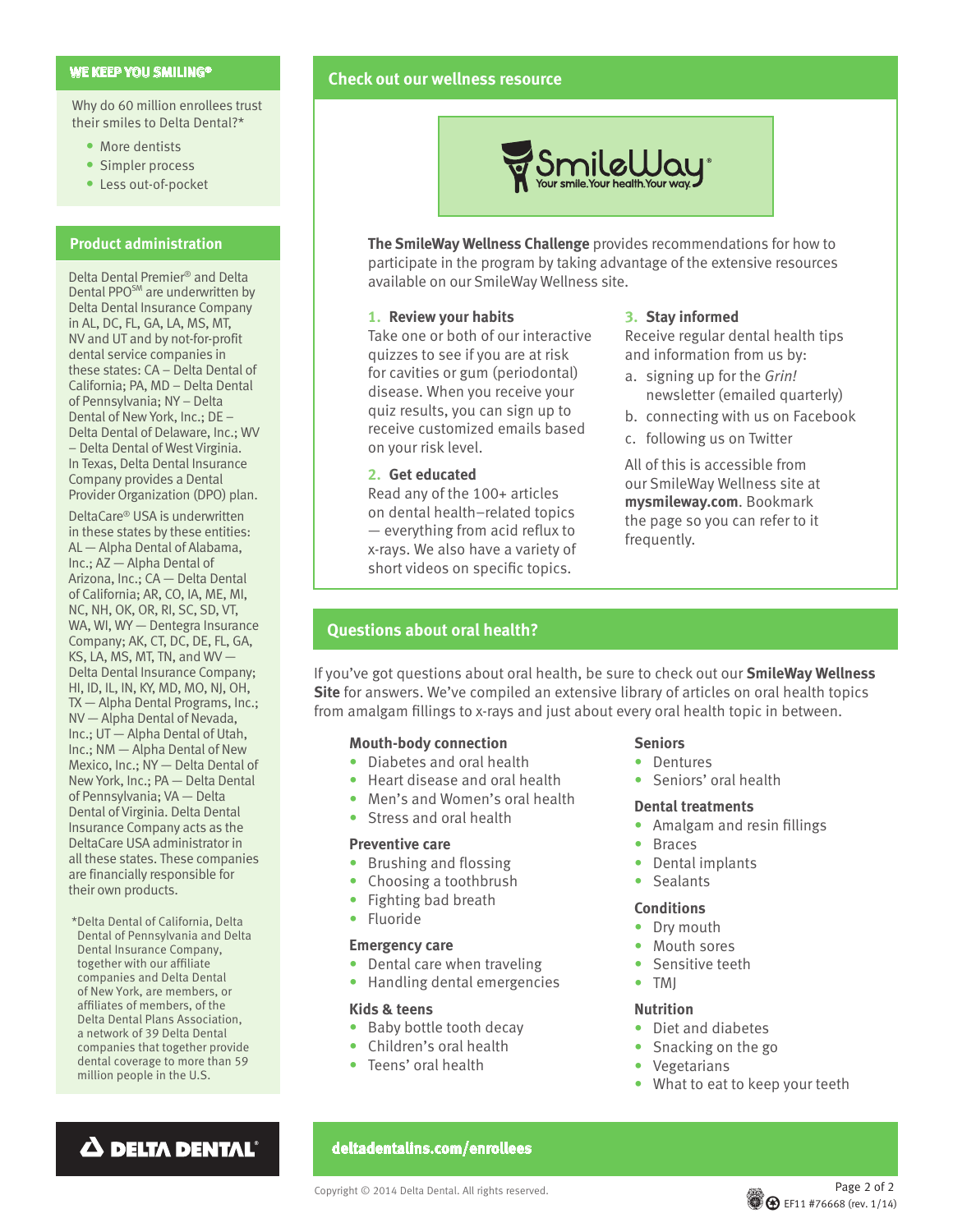## WE KEEP YOU SMILING®

Why do 60 million enrollees trust their smiles to Delta Dental?*

- More dentists
- Simpler process
- Less out-of-pocket

## Product administration

Delta Dental Premier® and Delta Dental PPO℠ are underwritten by Delta Dental Insurance Company in AL, DC, FL, GA, LA, MS, MT, NV and UT and by not-for-profit dental service companies in these states: CA – Delta Dental of California; PA, MD – Delta Dental of Pennsylvania; NY – Delta Dental of New York, Inc.; DE – Delta Dental of Delaware, Inc.; WV – Delta Dental of West Virginia. In Texas, Delta Dental Insurance Company provides a Dental Provider Organization (DPO) plan.

DeltaCare® USA is underwritten in these states by these entities: AL — Alpha Dental of Alabama, Inc.; AZ — Alpha Dental of Arizona, Inc.; CA — Delta Dental of California; AR, CO, IA, ME, MI, NC, NH, OK, OR, RI, SC, SD, VT, WA, WI, WY — Dentegra Insurance Company; AK, CT, DC, DE, FL, GA, KS, LA, MS, MT, TN, and WV — Delta Dental Insurance Company; HI, ID, IL, IN, KY, MD, MO, NJ, OH, TX — Alpha Dental Programs, Inc.; NV — Alpha Dental of Nevada, Inc.; UT — Alpha Dental of Utah, Inc.; NM — Alpha Dental of New Mexico, Inc.; NY — Delta Dental of New York, Inc.; PA — Delta Dental of Pennsylvania; VA — Delta Dental of Virginia. Delta Dental Insurance Company acts as the DeltaCare USA administrator in all these states. These companies are financially responsible for their own products.

*Delta Dental of California, Delta Dental of Pennsylvania and Delta Dental Insurance Company, together with our affiliate companies and Delta Dental of New York, are members, or affiliates of members, of the Delta Dental Plans Association, a network of 39 Delta Dental companies that together provide dental coverage to more than 59 million people in the U.S.

DELTA DENTAL®

## Check out our wellness resource

SmileWay® Your smile. Your health. Your way.

**The SmileWay Wellness Challenge** provides recommendations for how to participate in the program by taking advantage of the extensive resources available on our SmileWay Wellness site.

**1. Review your habits**
Take one or both of our interactive quizzes to see if you are at risk for cavities or gum (periodontal) disease. When you receive your quiz results, you can sign up to receive customized emails based on your risk level.

**2. Get educated**
Read any of the 100+ articles on dental health–related topics — everything from acid reflux to x-rays. We also have a variety of short videos on specific topics.

**3. Stay informed**
Receive regular dental health tips and information from us by:

a. signing up for the *Grin!* newsletter (emailed quarterly)
b. connecting with us on Facebook
c. following us on Twitter

All of this is accessible from our SmileWay Wellness site at **mysmileway.com**. Bookmark the page so you can refer to it frequently.

## Questions about oral health?

If you've got questions about oral health, be sure to check out our **SmileWay Wellness Site** for answers. We've compiled an extensive library of articles on oral health topics from amalgam fillings to x-rays and just about every oral health topic in between.

**Mouth-body connection**
- Diabetes and oral health
- Heart disease and oral health
- Men's and Women's oral health
- Stress and oral health

**Preventive care**
- Brushing and flossing
- Choosing a toothbrush
- Fighting bad breath
- Fluoride

**Emergency care**
- Dental care when traveling
- Handling dental emergencies

**Kids & teens**
- Baby bottle tooth decay
- Children's oral health
- Teens' oral health

**Seniors**
- Dentures
- Seniors' oral health

**Dental treatments**
- Amalgam and resin fillings
- Braces
- Dental implants
- Sealants

**Conditions**
- Dry mouth
- Mouth sores
- Sensitive teeth
- TMJ

**Nutrition**
- Diet and diabetes
- Snacking on the go
- Vegetarians
- What to eat to keep your teeth

**deltadentalins.com/enrollees**

Copyright © 2014 Delta Dental. All rights reserved.

EF11 #76668 (rev. 1/14)